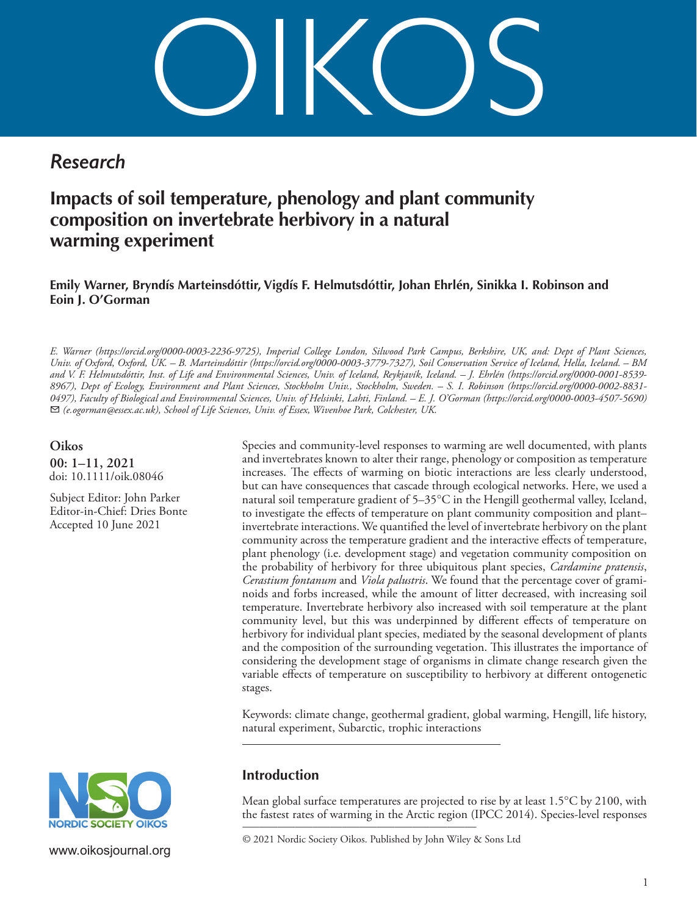# Research

## Impacts of soil temperature, phenology and plant community composition on invertebrate herbivory in a natural warming experiment

**Emily Warner, Bryndís Marteinsdóttir, Vigdís F. Helmutsdóttir, Johan Ehrlén, Sinikka I. Robinson and Eoin J. O'Gorman**

*E. Warner (https://orcid.org/0000-0003-2236-9725), Imperial College London, Silwood Park Campus, Berkshire, UK, and: Dept of Plant Sciences, Univ. of Oxford, Oxford, UK. – B. Marteinsdóttir (https://orcid.org/0000-0003-3779-7327), Soil Conservation Service of Iceland, Hella, Iceland. – BM and V. F. Helmutsdóttir, Inst. of Life and Environmental Sciences, Univ. of Iceland, Reykjavík, Iceland. – J. Ehrlén (https://orcid.org/0000-0001-8539-8967), Dept of Ecology, Environment and Plant Sciences, Stockholm Univ., Stockholm, Sweden. – S. I. Robinson (https://orcid.org/0000-0002-8831-0497), Faculty of Biological and Environmental Sciences, Univ. of Helsinki, Lahti, Finland. – E. J. O'Gorman (https://orcid.org/0000-0003-4507-5690) ✉ (e.ogorman@essex.ac.uk), School of Life Sciences, Univ. of Essex, Wivenhoe Park, Colchester, UK.*

**Oikos**
**00: 1–11, 2021**
doi: 10.1111/oik.08046

Subject Editor: John Parker
Editor-in-Chief: Dries Bonte
Accepted 10 June 2021

Species and community-level responses to warming are well documented, with plants and invertebrates known to alter their range, phenology or composition as temperature increases. The effects of warming on biotic interactions are less clearly understood, but can have consequences that cascade through ecological networks. Here, we used a natural soil temperature gradient of 5–35°C in the Hengill geothermal valley, Iceland, to investigate the effects of temperature on plant community composition and plant–invertebrate interactions. We quantified the level of invertebrate herbivory on the plant community across the temperature gradient and the interactive effects of temperature, plant phenology (i.e. development stage) and vegetation community composition on the probability of herbivory for three ubiquitous plant species, *Cardamine pratensis*, *Cerastium fontanum* and *Viola palustris*. We found that the percentage cover of graminoids and forbs increased, while the amount of litter decreased, with increasing soil temperature. Invertebrate herbivory also increased with soil temperature at the plant community level, but this was underpinned by different effects of temperature on herbivory for individual plant species, mediated by the seasonal development of plants and the composition of the surrounding vegetation. This illustrates the importance of considering the development stage of organisms in climate change research given the variable effects of temperature on susceptibility to herbivory at different ontogenetic stages.

Keywords: climate change, geothermal gradient, global warming, Hengill, life history, natural experiment, Subarctic, trophic interactions

## Introduction

Mean global surface temperatures are projected to rise by at least 1.5°C by 2100, with the fastest rates of warming in the Arctic region (IPCC 2014). Species-level responses

© 2021 Nordic Society Oikos. Published by John Wiley & Sons Ltd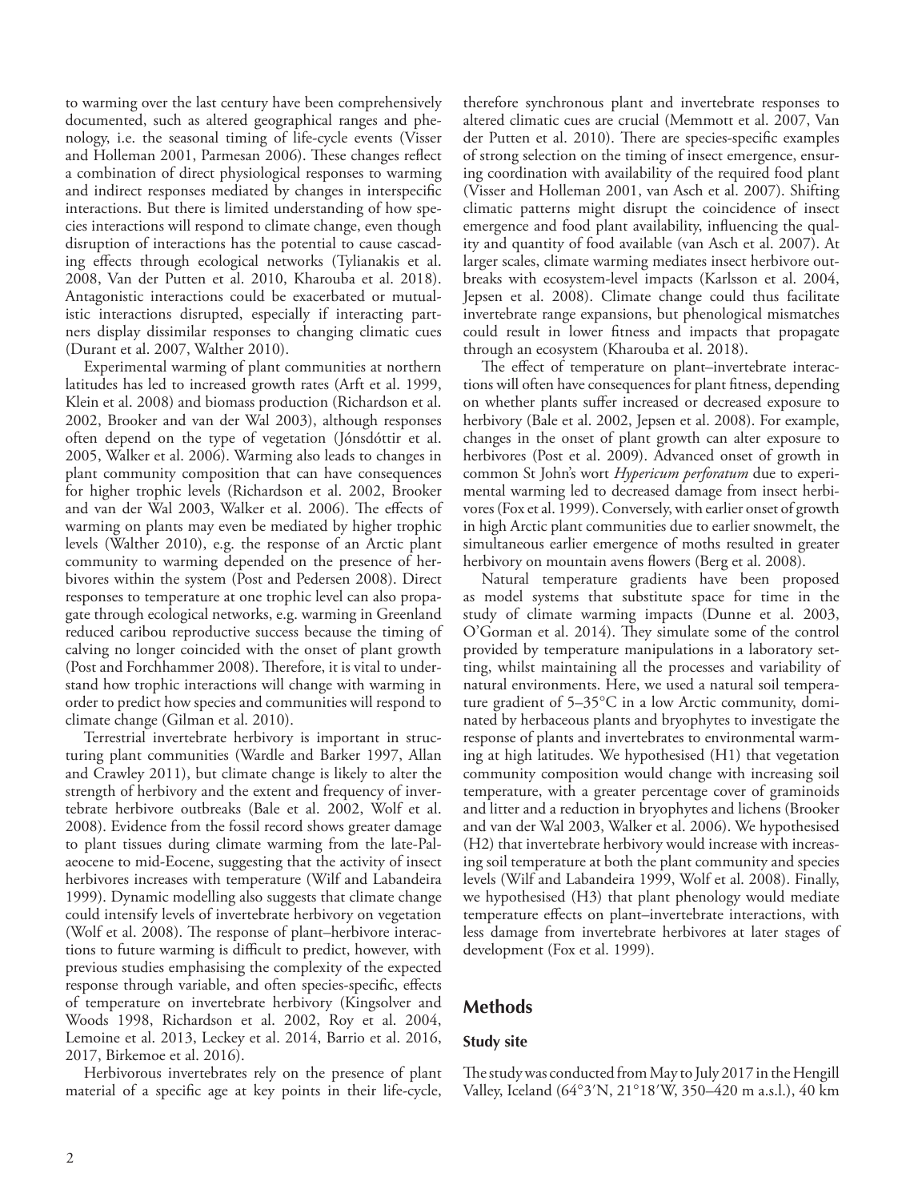to warming over the last century have been comprehensively documented, such as altered geographical ranges and phenology, i.e. the seasonal timing of life-cycle events (Visser and Holleman 2001, Parmesan 2006). These changes reflect a combination of direct physiological responses to warming and indirect responses mediated by changes in interspecific interactions. But there is limited understanding of how species interactions will respond to climate change, even though disruption of interactions has the potential to cause cascading effects through ecological networks (Tylianakis et al. 2008, Van der Putten et al. 2010, Kharouba et al. 2018). Antagonistic interactions could be exacerbated or mutualistic interactions disrupted, especially if interacting partners display dissimilar responses to changing climatic cues (Durant et al. 2007, Walther 2010).

Experimental warming of plant communities at northern latitudes has led to increased growth rates (Arft et al. 1999, Klein et al. 2008) and biomass production (Richardson et al. 2002, Brooker and van der Wal 2003), although responses often depend on the type of vegetation (Jónsdóttir et al. 2005, Walker et al. 2006). Warming also leads to changes in plant community composition that can have consequences for higher trophic levels (Richardson et al. 2002, Brooker and van der Wal 2003, Walker et al. 2006). The effects of warming on plants may even be mediated by higher trophic levels (Walther 2010), e.g. the response of an Arctic plant community to warming depended on the presence of herbivores within the system (Post and Pedersen 2008). Direct responses to temperature at one trophic level can also propagate through ecological networks, e.g. warming in Greenland reduced caribou reproductive success because the timing of calving no longer coincided with the onset of plant growth (Post and Forchhammer 2008). Therefore, it is vital to understand how trophic interactions will change with warming in order to predict how species and communities will respond to climate change (Gilman et al. 2010).

Terrestrial invertebrate herbivory is important in structuring plant communities (Wardle and Barker 1997, Allan and Crawley 2011), but climate change is likely to alter the strength of herbivory and the extent and frequency of invertebrate herbivore outbreaks (Bale et al. 2002, Wolf et al. 2008). Evidence from the fossil record shows greater damage to plant tissues during climate warming from the late-Palaeocene to mid-Eocene, suggesting that the activity of insect herbivores increases with temperature (Wilf and Labandeira 1999). Dynamic modelling also suggests that climate change could intensify levels of invertebrate herbivory on vegetation (Wolf et al. 2008). The response of plant–herbivore interactions to future warming is difficult to predict, however, with previous studies emphasising the complexity of the expected response through variable, and often species-specific, effects of temperature on invertebrate herbivory (Kingsolver and Woods 1998, Richardson et al. 2002, Roy et al. 2004, Lemoine et al. 2013, Leckey et al. 2014, Barrio et al. 2016, 2017, Birkemoe et al. 2016).

Herbivorous invertebrates rely on the presence of plant material of a specific age at key points in their life-cycle, therefore synchronous plant and invertebrate responses to altered climatic cues are crucial (Memmott et al. 2007, Van der Putten et al. 2010). There are species-specific examples of strong selection on the timing of insect emergence, ensuring coordination with availability of the required food plant (Visser and Holleman 2001, van Asch et al. 2007). Shifting climatic patterns might disrupt the coincidence of insect emergence and food plant availability, influencing the quality and quantity of food available (van Asch et al. 2007). At larger scales, climate warming mediates insect herbivore outbreaks with ecosystem-level impacts (Karlsson et al. 2004, Jepsen et al. 2008). Climate change could thus facilitate invertebrate range expansions, but phenological mismatches could result in lower fitness and impacts that propagate through an ecosystem (Kharouba et al. 2018).

The effect of temperature on plant–invertebrate interactions will often have consequences for plant fitness, depending on whether plants suffer increased or decreased exposure to herbivory (Bale et al. 2002, Jepsen et al. 2008). For example, changes in the onset of plant growth can alter exposure to herbivores (Post et al. 2009). Advanced onset of growth in common St John's wort *Hypericum perforatum* due to experimental warming led to decreased damage from insect herbivores (Fox et al. 1999). Conversely, with earlier onset of growth in high Arctic plant communities due to earlier snowmelt, the simultaneous earlier emergence of moths resulted in greater herbivory on mountain avens flowers (Berg et al. 2008).

Natural temperature gradients have been proposed as model systems that substitute space for time in the study of climate warming impacts (Dunne et al. 2003, O'Gorman et al. 2014). They simulate some of the control provided by temperature manipulations in a laboratory setting, whilst maintaining all the processes and variability of natural environments. Here, we used a natural soil temperature gradient of 5–35°C in a low Arctic community, dominated by herbaceous plants and bryophytes to investigate the response of plants and invertebrates to environmental warming at high latitudes. We hypothesised (H1) that vegetation community composition would change with increasing soil temperature, with a greater percentage cover of graminoids and litter and a reduction in bryophytes and lichens (Brooker and van der Wal 2003, Walker et al. 2006). We hypothesised (H2) that invertebrate herbivory would increase with increasing soil temperature at both the plant community and species levels (Wilf and Labandeira 1999, Wolf et al. 2008). Finally, we hypothesised (H3) that plant phenology would mediate temperature effects on plant–invertebrate interactions, with less damage from invertebrate herbivores at later stages of development (Fox et al. 1999).

## Methods

### Study site

The study was conducted from May to July 2017 in the Hengill Valley, Iceland (64°3′N, 21°18′W, 350–420 m a.s.l.), 40 km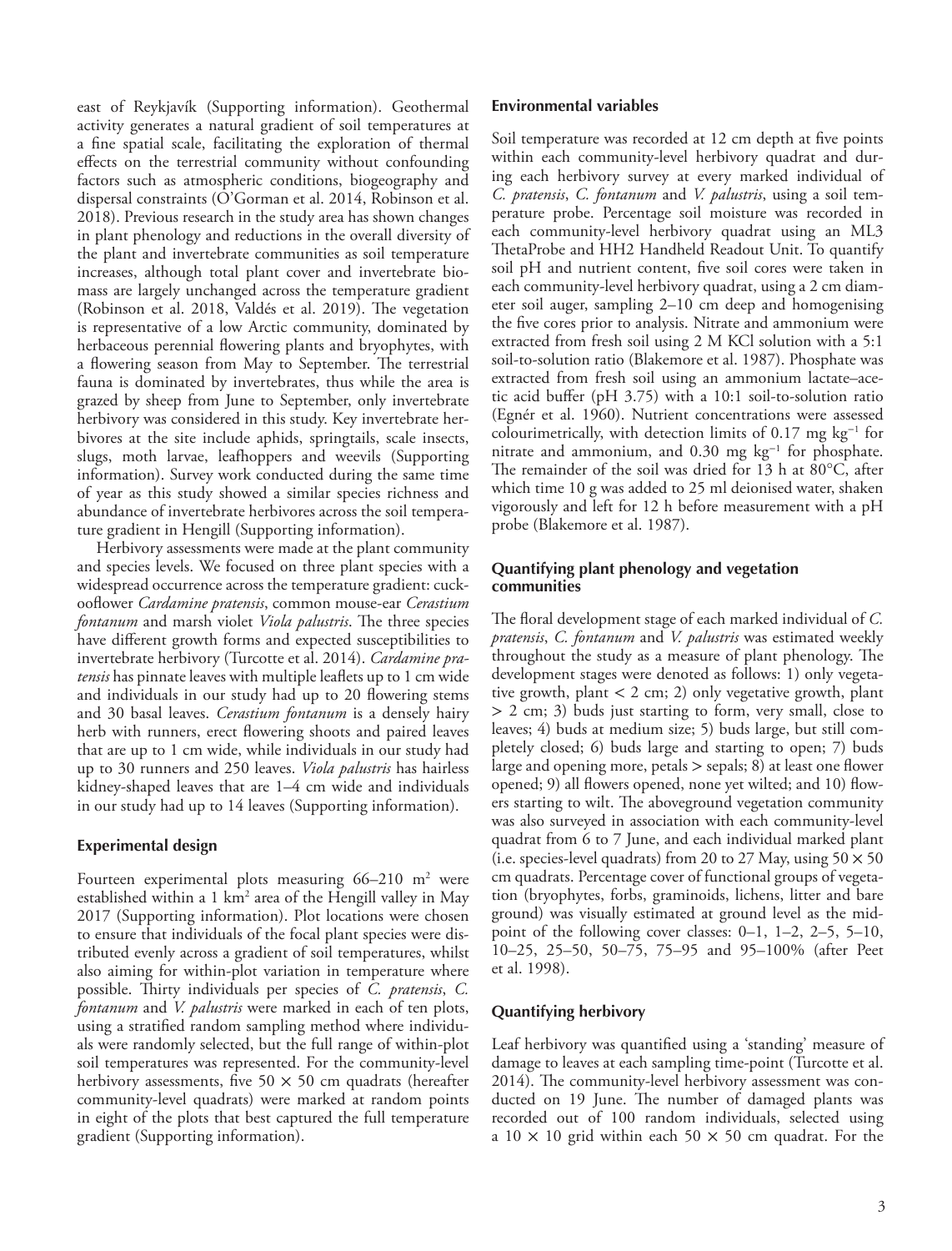east of Reykjavík (Supporting information). Geothermal activity generates a natural gradient of soil temperatures at a fine spatial scale, facilitating the exploration of thermal effects on the terrestrial community without confounding factors such as atmospheric conditions, biogeography and dispersal constraints (O'Gorman et al. 2014, Robinson et al. 2018). Previous research in the study area has shown changes in plant phenology and reductions in the overall diversity of the plant and invertebrate communities as soil temperature increases, although total plant cover and invertebrate biomass are largely unchanged across the temperature gradient (Robinson et al. 2018, Valdés et al. 2019). The vegetation is representative of a low Arctic community, dominated by herbaceous perennial flowering plants and bryophytes, with a flowering season from May to September. The terrestrial fauna is dominated by invertebrates, thus while the area is grazed by sheep from June to September, only invertebrate herbivory was considered in this study. Key invertebrate herbivores at the site include aphids, springtails, scale insects, slugs, moth larvae, leafhoppers and weevils (Supporting information). Survey work conducted during the same time of year as this study showed a similar species richness and abundance of invertebrate herbivores across the soil temperature gradient in Hengill (Supporting information).

Herbivory assessments were made at the plant community and species levels. We focused on three plant species with a widespread occurrence across the temperature gradient: cuckooflower *Cardamine pratensis*, common mouse-ear *Cerastium fontanum* and marsh violet *Viola palustris*. The three species have different growth forms and expected susceptibilities to invertebrate herbivory (Turcotte et al. 2014). *Cardamine pratensis* has pinnate leaves with multiple leaflets up to 1 cm wide and individuals in our study had up to 20 flowering stems and 30 basal leaves. *Cerastium fontanum* is a densely hairy herb with runners, erect flowering shoots and paired leaves that are up to 1 cm wide, while individuals in our study had up to 30 runners and 250 leaves. *Viola palustris* has hairless kidney-shaped leaves that are 1–4 cm wide and individuals in our study had up to 14 leaves (Supporting information).

### Experimental design

Fourteen experimental plots measuring 66–210 $m^2$ were established within a 1 $km^2$ area of the Hengill valley in May 2017 (Supporting information). Plot locations were chosen to ensure that individuals of the focal plant species were distributed evenly across a gradient of soil temperatures, whilst also aiming for within-plot variation in temperature where possible. Thirty individuals per species of *C. pratensis*, *C. fontanum* and *V. palustris* were marked in each of ten plots, using a stratified random sampling method where individuals were randomly selected, but the full range of within-plot soil temperatures was represented. For the community-level herbivory assessments, five 50 × 50 cm quadrats (hereafter community-level quadrats) were marked at random points in eight of the plots that best captured the full temperature gradient (Supporting information).

### Environmental variables

Soil temperature was recorded at 12 cm depth at five points within each community-level herbivory quadrat and during each herbivory survey at every marked individual of *C. pratensis*, *C. fontanum* and *V. palustris*, using a soil temperature probe. Percentage soil moisture was recorded in each community-level herbivory quadrat using an ML3 ThetaProbe and HH2 Handheld Readout Unit. To quantify soil pH and nutrient content, five soil cores were taken in each community-level herbivory quadrat, using a 2 cm diameter soil auger, sampling 2–10 cm deep and homogenising the five cores prior to analysis. Nitrate and ammonium were extracted from fresh soil using 2 M KCl solution with a 5:1 soil-to-solution ratio (Blakemore et al. 1987). Phosphate was extracted from fresh soil using an ammonium lactate–acetic acid buffer (pH 3.75) with a 10:1 soil-to-solution ratio (Egnér et al. 1960). Nutrient concentrations were assessed colourimetrically, with detection limits of 0.17 mg $kg^{-1}$ for nitrate and ammonium, and 0.30 mg $kg^{-1}$ for phosphate. The remainder of the soil was dried for 13 h at 80°C, after which time 10 g was added to 25 ml deionised water, shaken vigorously and left for 12 h before measurement with a pH probe (Blakemore et al. 1987).

### Quantifying plant phenology and vegetation communities

The floral development stage of each marked individual of *C. pratensis*, *C. fontanum* and *V. palustris* was estimated weekly throughout the study as a measure of plant phenology. The development stages were denoted as follows: 1) only vegetative growth, plant < 2 cm; 2) only vegetative growth, plant > 2 cm; 3) buds just starting to form, very small, close to leaves; 4) buds at medium size; 5) buds large, but still completely closed; 6) buds large and starting to open; 7) buds large and opening more, petals > sepals; 8) at least one flower opened; 9) all flowers opened, none yet wilted; and 10) flowers starting to wilt. The aboveground vegetation community was also surveyed in association with each community-level quadrat from 6 to 7 June, and each individual marked plant (i.e. species-level quadrats) from 20 to 27 May, using 50 × 50 cm quadrats. Percentage cover of functional groups of vegetation (bryophytes, forbs, graminoids, lichens, litter and bare ground) was visually estimated at ground level as the midpoint of the following cover classes: 0–1, 1–2, 2–5, 5–10, 10–25, 25–50, 50–75, 75–95 and 95–100% (after Peet et al. 1998).

### Quantifying herbivory

Leaf herbivory was quantified using a 'standing' measure of damage to leaves at each sampling time-point (Turcotte et al. 2014). The community-level herbivory assessment was conducted on 19 June. The number of damaged plants was recorded out of 100 random individuals, selected using a 10 × 10 grid within each 50 × 50 cm quadrat. For the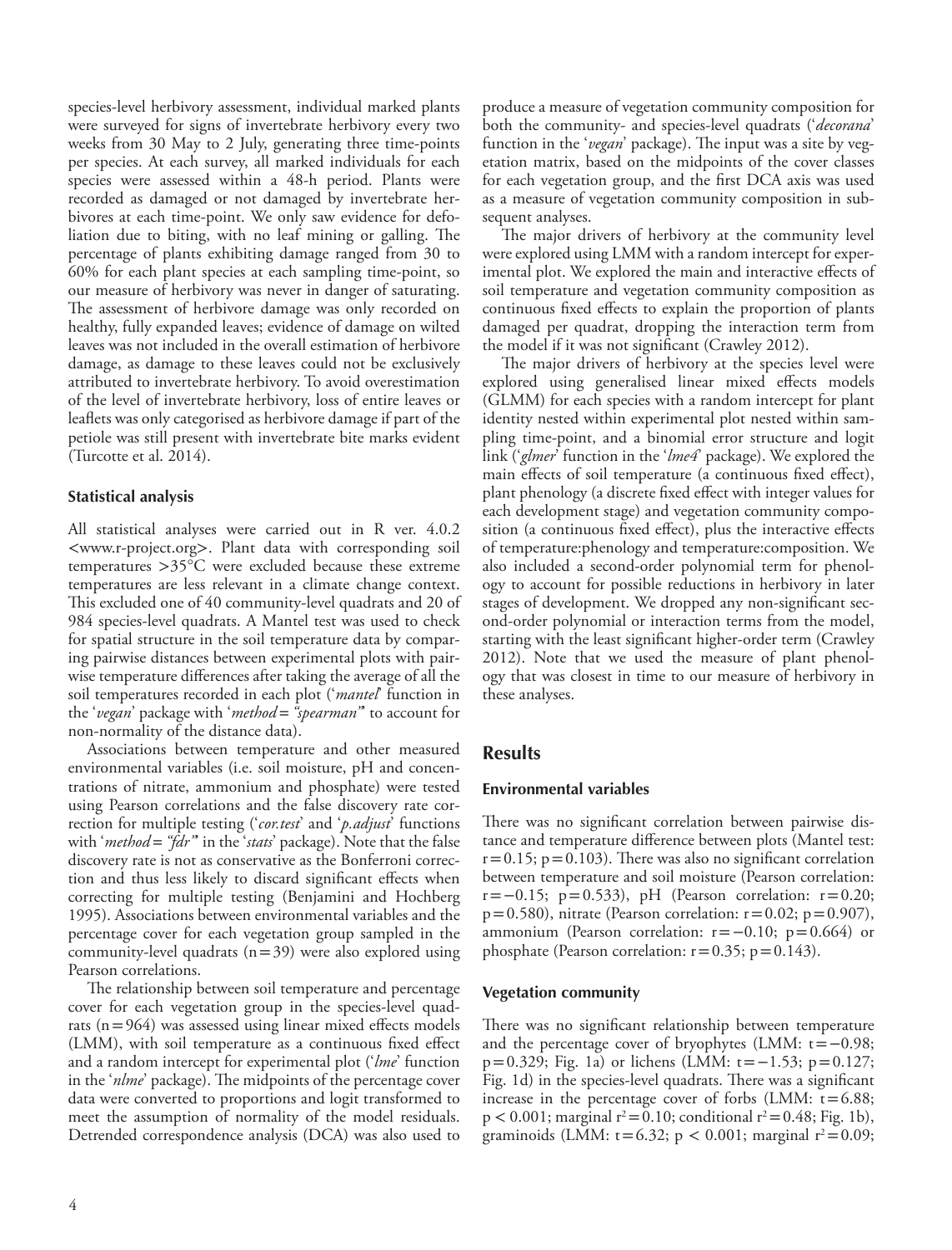species-level herbivory assessment, individual marked plants were surveyed for signs of invertebrate herbivory every two weeks from 30 May to 2 July, generating three time-points per species. At each survey, all marked individuals for each species were assessed within a 48-h period. Plants were recorded as damaged or not damaged by invertebrate herbivores at each time-point. We only saw evidence for defoliation due to biting, with no leaf mining or galling. The percentage of plants exhibiting damage ranged from 30 to 60% for each plant species at each sampling time-point, so our measure of herbivory was never in danger of saturating. The assessment of herbivore damage was only recorded on healthy, fully expanded leaves; evidence of damage on wilted leaves was not included in the overall estimation of herbivore damage, as damage to these leaves could not be exclusively attributed to invertebrate herbivory. To avoid overestimation of the level of invertebrate herbivory, loss of entire leaves or leaflets was only categorised as herbivore damage if part of the petiole was still present with invertebrate bite marks evident (Turcotte et al. 2014).

### Statistical analysis

All statistical analyses were carried out in R ver. 4.0.2 <www.r-project.org>. Plant data with corresponding soil temperatures >35°C were excluded because these extreme temperatures are less relevant in a climate change context. This excluded one of 40 community-level quadrats and 20 of 984 species-level quadrats. A Mantel test was used to check for spatial structure in the soil temperature data by comparing pairwise distances between experimental plots with pairwise temperature differences after taking the average of all the soil temperatures recorded in each plot ('*mantel*' function in the '*vegan*' package with '*method = "spearman"*' to account for non-normality of the distance data).

Associations between temperature and other measured environmental variables (i.e. soil moisture, pH and concentrations of nitrate, ammonium and phosphate) were tested using Pearson correlations and the false discovery rate correction for multiple testing ('*cor.test*' and '*p.adjust*' functions with '*method = "fdr"*' in the '*stats*' package). Note that the false discovery rate is not as conservative as the Bonferroni correction and thus less likely to discard significant effects when correcting for multiple testing (Benjamini and Hochberg 1995). Associations between environmental variables and the percentage cover for each vegetation group sampled in the community-level quadrats ($n = 39$) were also explored using Pearson correlations.

The relationship between soil temperature and percentage cover for each vegetation group in the species-level quadrats ($n = 964$) was assessed using linear mixed effects models (LMM), with soil temperature as a continuous fixed effect and a random intercept for experimental plot ('*lme*' function in the '*nlme*' package). The midpoints of the percentage cover data were converted to proportions and logit transformed to meet the assumption of normality of the model residuals. Detrended correspondence analysis (DCA) was also used to produce a measure of vegetation community composition for both the community- and species-level quadrats ('*decorana*' function in the '*vegan*' package). The input was a site by vegetation matrix, based on the midpoints of the cover classes for each vegetation group, and the first DCA axis was used as a measure of vegetation community composition in subsequent analyses.

The major drivers of herbivory at the community level were explored using LMM with a random intercept for experimental plot. We explored the main and interactive effects of soil temperature and vegetation community composition as continuous fixed effects to explain the proportion of plants damaged per quadrat, dropping the interaction term from the model if it was not significant (Crawley 2012).

The major drivers of herbivory at the species level were explored using generalised linear mixed effects models (GLMM) for each species with a random intercept for plant identity nested within experimental plot nested within sampling time-point, and a binomial error structure and logit link ('*glmer*' function in the '*lme4*' package). We explored the main effects of soil temperature (a continuous fixed effect), plant phenology (a discrete fixed effect with integer values for each development stage) and vegetation community composition (a continuous fixed effect), plus the interactive effects of temperature:phenology and temperature:composition. We also included a second-order polynomial term for phenology to account for possible reductions in herbivory in later stages of development. We dropped any non-significant second-order polynomial or interaction terms from the model, starting with the least significant higher-order term (Crawley 2012). Note that we used the measure of plant phenology that was closest in time to our measure of herbivory in these analyses.

## Results

### Environmental variables

There was no significant correlation between pairwise distance and temperature difference between plots (Mantel test: $r = 0.15$; $p = 0.103$). There was also no significant correlation between temperature and soil moisture (Pearson correlation: $r = -0.15$; $p = 0.533$), pH (Pearson correlation: $r = 0.20$; $p = 0.580$), nitrate (Pearson correlation: $r = 0.02$; $p = 0.907$), ammonium (Pearson correlation: $r = -0.10$; $p = 0.664$) or phosphate (Pearson correlation: $r = 0.35$; $p = 0.143$).

### Vegetation community

There was no significant relationship between temperature and the percentage cover of bryophytes (LMM: $t = -0.98$; $p = 0.329$; Fig. 1a) or lichens (LMM: $t = -1.53$; $p = 0.127$; Fig. 1d) in the species-level quadrats. There was a significant increase in the percentage cover of forbs (LMM: $t = 6.88$; $p < 0.001$; marginal $r^2 = 0.10$; conditional $r^2 = 0.48$; Fig. 1b), graminoids (LMM: $t = 6.32$; $p < 0.001$; marginal $r^2 = 0.09$;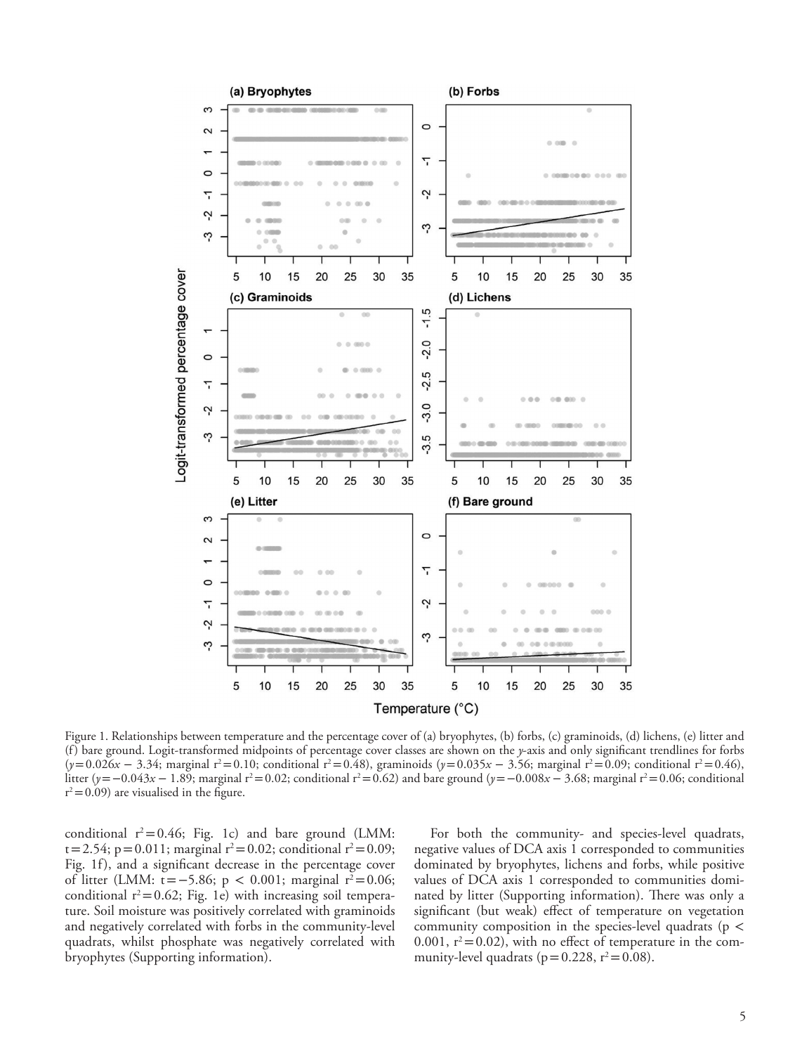Figure 1. Relationships between temperature and the percentage cover of (a) bryophytes, (b) forbs, (c) graminoids, (d) lichens, (e) litter and (f) bare ground. Logit-transformed midpoints of percentage cover classes are shown on the *y*-axis and only significant trendlines for forbs ($y = 0.026x - 3.34$; marginal $r^2 = 0.10$; conditional $r^2 = 0.48$), graminoids ($y = 0.035x - 3.56$; marginal $r^2 = 0.09$; conditional $r^2 = 0.46$), litter ($y = -0.043x - 1.89$; marginal $r^2 = 0.02$; conditional $r^2 = 0.62$) and bare ground ($y = -0.008x - 3.68$; marginal $r^2 = 0.06$; conditional $r^2 = 0.09$) are visualised in the figure.

conditional $r^2 = 0.46$; Fig. 1c) and bare ground (LMM: $t = 2.54$; $p = 0.011$; marginal $r^2 = 0.02$; conditional $r^2 = 0.09$; Fig. 1f), and a significant decrease in the percentage cover of litter (LMM: $t = -5.86$; $p < 0.001$; marginal $r^2 = 0.06$; conditional $r^2 = 0.62$; Fig. 1e) with increasing soil temperature. Soil moisture was positively correlated with graminoids and negatively correlated with forbs in the community-level quadrats, whilst phosphate was negatively correlated with bryophytes (Supporting information).

For both the community- and species-level quadrats, negative values of DCA axis 1 corresponded to communities dominated by bryophytes, lichens and forbs, while positive values of DCA axis 1 corresponded to communities dominated by litter (Supporting information). There was only a significant (but weak) effect of temperature on vegetation community composition in the species-level quadrats ($p < 0.001$, $r^2 = 0.02$), with no effect of temperature in the community-level quadrats ($p = 0.228$, $r^2 = 0.08$).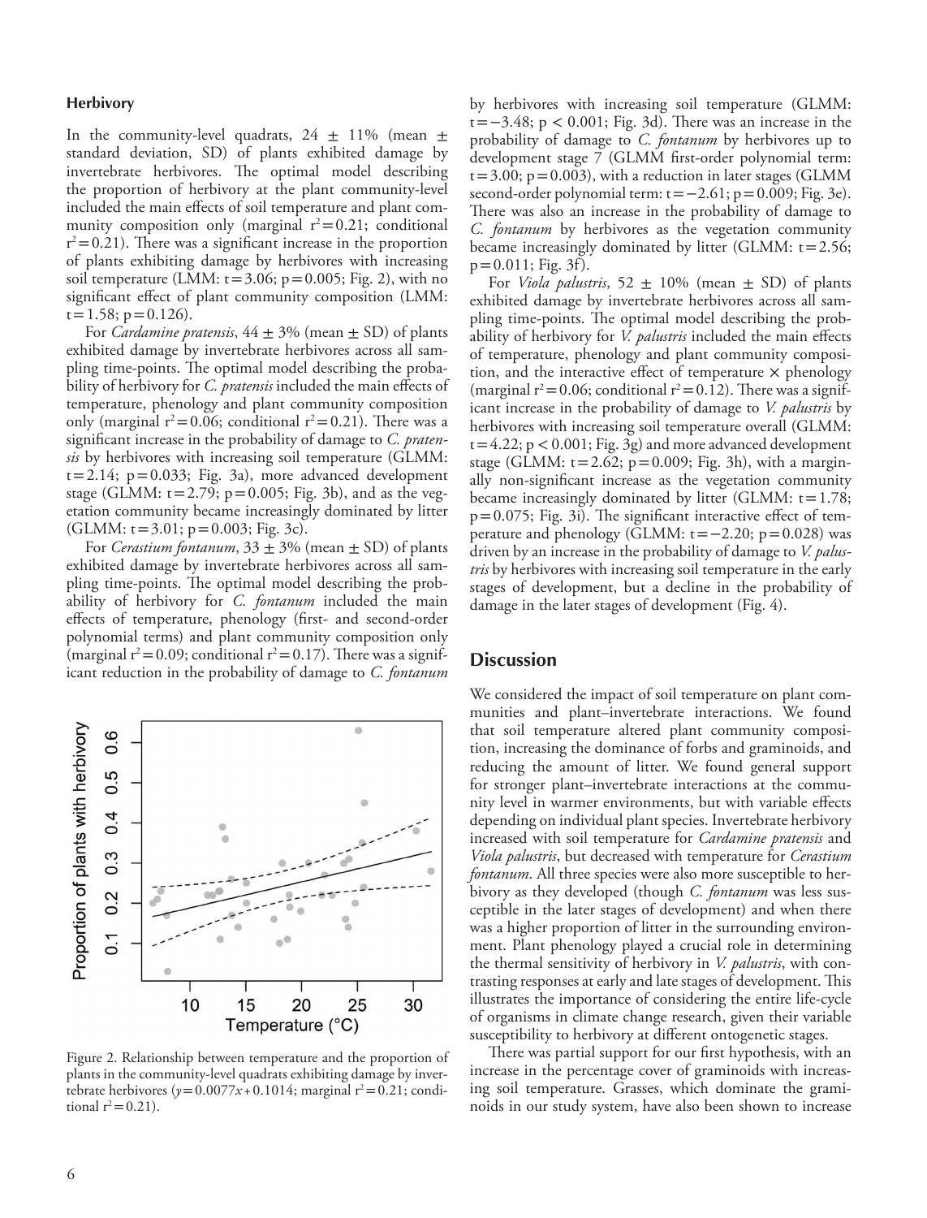### Herbivory

In the community-level quadrats, 24 ± 11% (mean ± standard deviation, SD) of plants exhibited damage by invertebrate herbivores. The optimal model describing the proportion of herbivory at the plant community-level included the main effects of soil temperature and plant community composition only (marginal $r^2 = 0.21$; conditional $r^2 = 0.21$). There was a significant increase in the proportion of plants exhibiting damage by herbivores with increasing soil temperature (LMM: $t = 3.06$; $p = 0.005$; Fig. 2), with no significant effect of plant community composition (LMM: $t = 1.58$; $p = 0.126$).

For *Cardamine pratensis*, 44 ± 3% (mean ± SD) of plants exhibited damage by invertebrate herbivores across all sampling time-points. The optimal model describing the probability of herbivory for *C. pratensis* included the main effects of temperature, phenology and plant community composition only (marginal $r^2 = 0.06$; conditional $r^2 = 0.21$). There was a significant increase in the probability of damage to *C. pratensis* by herbivores with increasing soil temperature (GLMM: $t = 2.14$; $p = 0.033$; Fig. 3a), more advanced development stage (GLMM: $t = 2.79$; $p = 0.005$; Fig. 3b), and as the vegetation community became increasingly dominated by litter (GLMM: $t = 3.01$; $p = 0.003$; Fig. 3c).

For *Cerastium fontanum*, 33 ± 3% (mean ± SD) of plants exhibited damage by invertebrate herbivores across all sampling time-points. The optimal model describing the probability of herbivory for *C. fontanum* included the main effects of temperature, phenology (first- and second-order polynomial terms) and plant community composition only (marginal $r^2 = 0.09$; conditional $r^2 = 0.17$). There was a significant reduction in the probability of damage to *C. fontanum* by herbivores with increasing soil temperature (GLMM: $t = -3.48$; $p < 0.001$; Fig. 3d). There was an increase in the probability of damage to *C. fontanum* by herbivores up to development stage 7 (GLMM first-order polynomial term: $t = 3.00$; $p = 0.003$), with a reduction in later stages (GLMM second-order polynomial term: $t = -2.61$; $p = 0.009$; Fig. 3e). There was also an increase in the probability of damage to *C. fontanum* by herbivores as the vegetation community became increasingly dominated by litter (GLMM: $t = 2.56$; $p = 0.011$; Fig. 3f).

For *Viola palustris*, 52 ± 10% (mean ± SD) of plants exhibited damage by invertebrate herbivores across all sampling time-points. The optimal model describing the probability of herbivory for *V. palustris* included the main effects of temperature, phenology and plant community composition, and the interactive effect of temperature × phenology (marginal $r^2 = 0.06$; conditional $r^2 = 0.12$). There was a significant increase in the probability of damage to *V. palustris* by herbivores with increasing soil temperature overall (GLMM: $t = 4.22$; $p < 0.001$; Fig. 3g) and more advanced development stage (GLMM: $t = 2.62$; $p = 0.009$; Fig. 3h), with a marginally non-significant increase as the vegetation community became increasingly dominated by litter (GLMM: $t = 1.78$; $p = 0.075$; Fig. 3i). The significant interactive effect of temperature and phenology (GLMM: $t = -2.20$; $p = 0.028$) was driven by an increase in the probability of damage to *V. palustris* by herbivores with increasing soil temperature in the early stages of development, but a decline in the probability of damage in the later stages of development (Fig. 4).

Figure 2. Relationship between temperature and the proportion of plants in the community-level quadrats exhibiting damage by invertebrate herbivores ($y = 0.0077x + 0.1014$; marginal $r^2 = 0.21$; conditional $r^2 = 0.21$).

## Discussion

We considered the impact of soil temperature on plant communities and plant–invertebrate interactions. We found that soil temperature altered plant community composition, increasing the dominance of forbs and graminoids, and reducing the amount of litter. We found general support for stronger plant–invertebrate interactions at the community level in warmer environments, but with variable effects depending on individual plant species. Invertebrate herbivory increased with soil temperature for *Cardamine pratensis* and *Viola palustris*, but decreased with temperature for *Cerastium fontanum*. All three species were also more susceptible to herbivory as they developed (though *C. fontanum* was less susceptible in the later stages of development) and when there was a higher proportion of litter in the surrounding environment. Plant phenology played a crucial role in determining the thermal sensitivity of herbivory in *V. palustris*, with contrasting responses at early and late stages of development. This illustrates the importance of considering the entire life-cycle of organisms in climate change research, given their variable susceptibility to herbivory at different ontogenetic stages.

There was partial support for our first hypothesis, with an increase in the percentage cover of graminoids with increasing soil temperature. Grasses, which dominate the graminoids in our study system, have also been shown to increase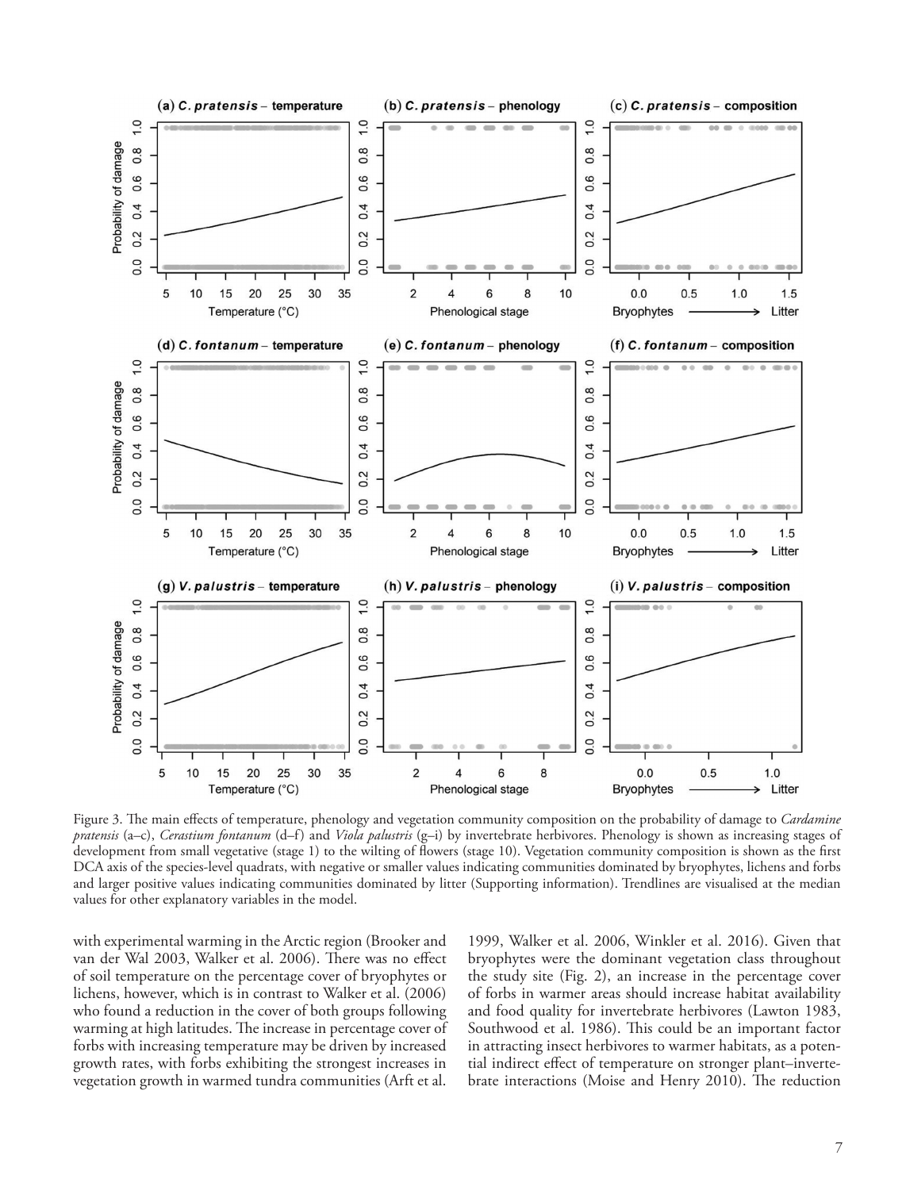Figure 3. The main effects of temperature, phenology and vegetation community composition on the probability of damage to *Cardamine pratensis* (a–c), *Cerastium fontanum* (d–f) and *Viola palustris* (g–i) by invertebrate herbivores. Phenology is shown as increasing stages of development from small vegetative (stage 1) to the wilting of flowers (stage 10). Vegetation community composition is shown as the first DCA axis of the species-level quadrats, with negative or smaller values indicating communities dominated by bryophytes, lichens and forbs and larger positive values indicating communities dominated by litter (Supporting information). Trendlines are visualised at the median values for other explanatory variables in the model.

with experimental warming in the Arctic region (Brooker and van der Wal 2003, Walker et al. 2006). There was no effect of soil temperature on the percentage cover of bryophytes or lichens, however, which is in contrast to Walker et al. (2006) who found a reduction in the cover of both groups following warming at high latitudes. The increase in percentage cover of forbs with increasing temperature may be driven by increased growth rates, with forbs exhibiting the strongest increases in vegetation growth in warmed tundra communities (Arft et al. 1999, Walker et al. 2006, Winkler et al. 2016). Given that bryophytes were the dominant vegetation class throughout the study site (Fig. 2), an increase in the percentage cover of forbs in warmer areas should increase habitat availability and food quality for invertebrate herbivores (Lawton 1983, Southwood et al. 1986). This could be an important factor in attracting insect herbivores to warmer habitats, as a potential indirect effect of temperature on stronger plant–invertebrate interactions (Moise and Henry 2010). The reduction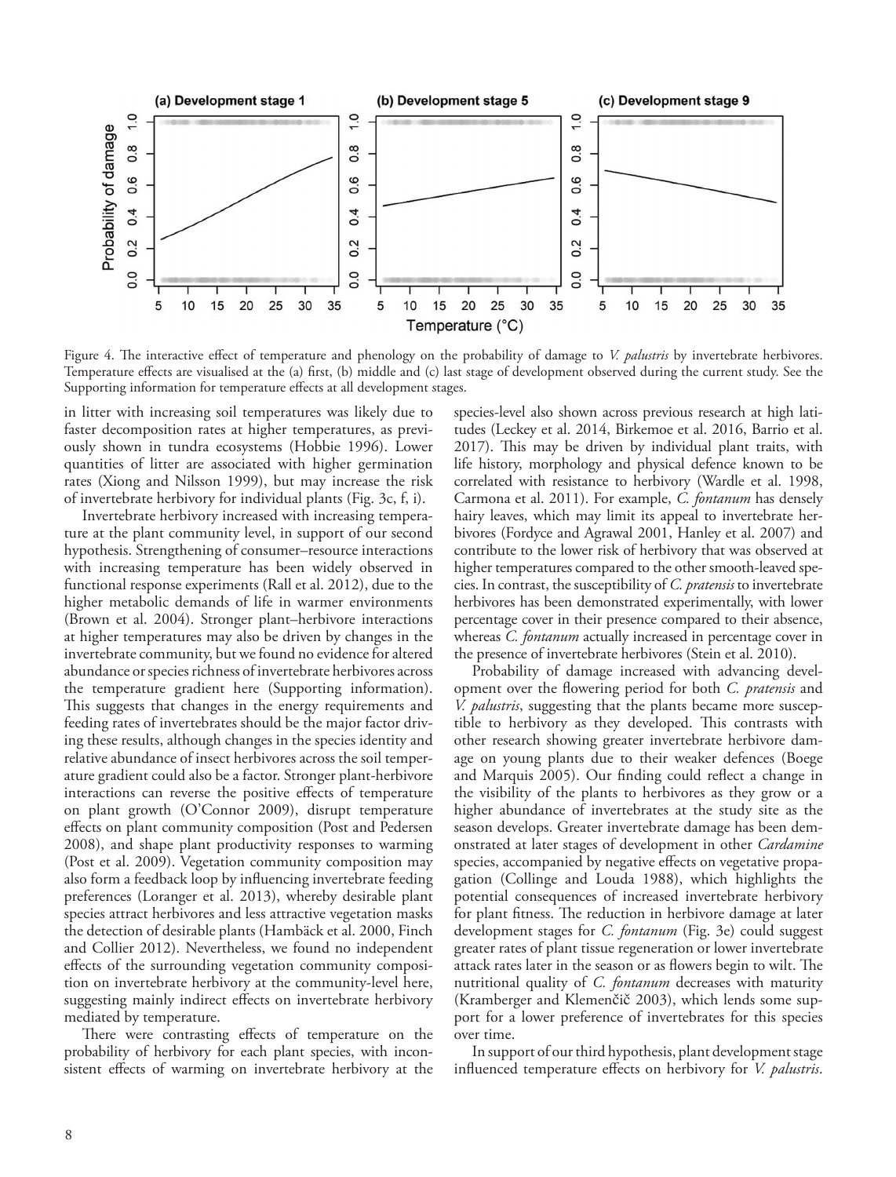Figure 4. The interactive effect of temperature and phenology on the probability of damage to *V. palustris* by invertebrate herbivores. Temperature effects are visualised at the (a) first, (b) middle and (c) last stage of development observed during the current study. See the Supporting information for temperature effects at all development stages.

in litter with increasing soil temperatures was likely due to faster decomposition rates at higher temperatures, as previously shown in tundra ecosystems (Hobbie 1996). Lower quantities of litter are associated with higher germination rates (Xiong and Nilsson 1999), but may increase the risk of invertebrate herbivory for individual plants (Fig. 3c, f, i).

Invertebrate herbivory increased with increasing temperature at the plant community level, in support of our second hypothesis. Strengthening of consumer–resource interactions with increasing temperature has been widely observed in functional response experiments (Rall et al. 2012), due to the higher metabolic demands of life in warmer environments (Brown et al. 2004). Stronger plant–herbivore interactions at higher temperatures may also be driven by changes in the invertebrate community, but we found no evidence for altered abundance or species richness of invertebrate herbivores across the temperature gradient here (Supporting information). This suggests that changes in the energy requirements and feeding rates of invertebrates should be the major factor driving these results, although changes in the species identity and relative abundance of insect herbivores across the soil temperature gradient could also be a factor. Stronger plant-herbivore interactions can reverse the positive effects of temperature on plant growth (O'Connor 2009), disrupt temperature effects on plant community composition (Post and Pedersen 2008), and shape plant productivity responses to warming (Post et al. 2009). Vegetation community composition may also form a feedback loop by influencing invertebrate feeding preferences (Loranger et al. 2013), whereby desirable plant species attract herbivores and less attractive vegetation masks the detection of desirable plants (Hambäck et al. 2000, Finch and Collier 2012). Nevertheless, we found no independent effects of the surrounding vegetation community composition on invertebrate herbivory at the community-level here, suggesting mainly indirect effects on invertebrate herbivory mediated by temperature.

There were contrasting effects of temperature on the probability of herbivory for each plant species, with inconsistent effects of warming on invertebrate herbivory at the species-level also shown across previous research at high latitudes (Leckey et al. 2014, Birkemoe et al. 2016, Barrio et al. 2017). This may be driven by individual plant traits, with life history, morphology and physical defence known to be correlated with resistance to herbivory (Wardle et al. 1998, Carmona et al. 2011). For example, *C. fontanum* has densely hairy leaves, which may limit its appeal to invertebrate herbivores (Fordyce and Agrawal 2001, Hanley et al. 2007) and contribute to the lower risk of herbivory that was observed at higher temperatures compared to the other smooth-leaved species. In contrast, the susceptibility of *C. pratensis* to invertebrate herbivores has been demonstrated experimentally, with lower percentage cover in their presence compared to their absence, whereas *C. fontanum* actually increased in percentage cover in the presence of invertebrate herbivores (Stein et al. 2010).

Probability of damage increased with advancing development over the flowering period for both *C. pratensis* and *V. palustris*, suggesting that the plants became more susceptible to herbivory as they developed. This contrasts with other research showing greater invertebrate herbivore damage on young plants due to their weaker defences (Boege and Marquis 2005). Our finding could reflect a change in the visibility of the plants to herbivores as they grow or a higher abundance of invertebrates at the study site as the season develops. Greater invertebrate damage has been demonstrated at later stages of development in other *Cardamine* species, accompanied by negative effects on vegetative propagation (Collinge and Louda 1988), which highlights the potential consequences of increased invertebrate herbivory for plant fitness. The reduction in herbivore damage at later development stages for *C. fontanum* (Fig. 3e) could suggest greater rates of plant tissue regeneration or lower invertebrate attack rates later in the season or as flowers begin to wilt. The nutritional quality of *C. fontanum* decreases with maturity (Kramberger and Klemenčič 2003), which lends some support for a lower preference of invertebrates for this species over time.

In support of our third hypothesis, plant development stage influenced temperature effects on herbivory for *V. palustris*.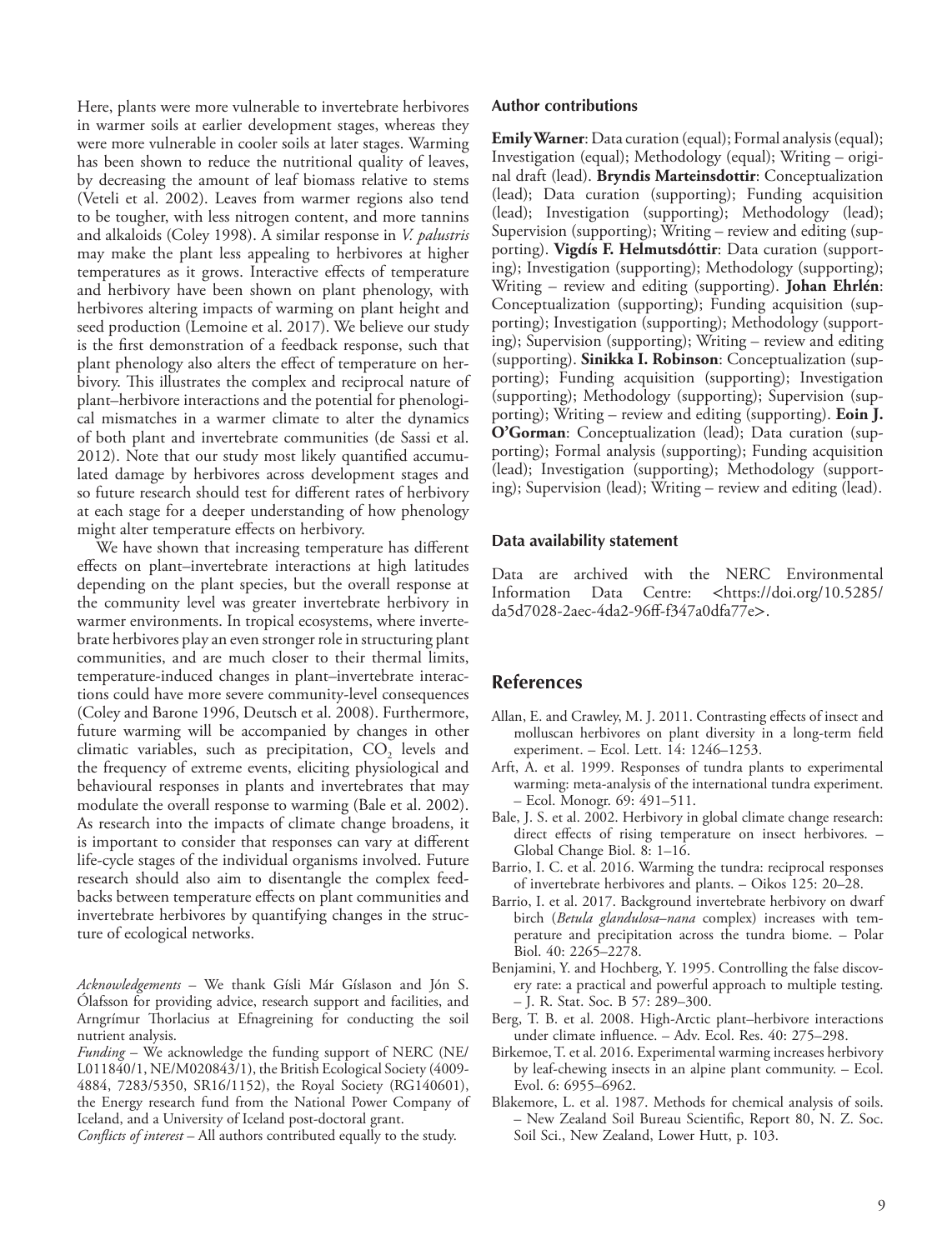Here, plants were more vulnerable to invertebrate herbivores in warmer soils at earlier development stages, whereas they were more vulnerable in cooler soils at later stages. Warming has been shown to reduce the nutritional quality of leaves, by decreasing the amount of leaf biomass relative to stems (Veteli et al. 2002). Leaves from warmer regions also tend to be tougher, with less nitrogen content, and more tannins and alkaloids (Coley 1998). A similar response in *V. palustris* may make the plant less appealing to herbivores at higher temperatures as it grows. Interactive effects of temperature and herbivory have been shown on plant phenology, with herbivores altering impacts of warming on plant height and seed production (Lemoine et al. 2017). We believe our study is the first demonstration of a feedback response, such that plant phenology also alters the effect of temperature on herbivory. This illustrates the complex and reciprocal nature of plant–herbivore interactions and the potential for phenological mismatches in a warmer climate to alter the dynamics of both plant and invertebrate communities (de Sassi et al. 2012). Note that our study most likely quantified accumulated damage by herbivores across development stages and so future research should test for different rates of herbivory at each stage for a deeper understanding of how phenology might alter temperature effects on herbivory.

We have shown that increasing temperature has different effects on plant–invertebrate interactions at high latitudes depending on the plant species, but the overall response at the community level was greater invertebrate herbivory in warmer environments. In tropical ecosystems, where invertebrate herbivores play an even stronger role in structuring plant communities, and are much closer to their thermal limits, temperature-induced changes in plant–invertebrate interactions could have more severe community-level consequences (Coley and Barone 1996, Deutsch et al. 2008). Furthermore, future warming will be accompanied by changes in other climatic variables, such as precipitation, $CO_2$ levels and the frequency of extreme events, eliciting physiological and behavioural responses in plants and invertebrates that may modulate the overall response to warming (Bale et al. 2002). As research into the impacts of climate change broadens, it is important to consider that responses can vary at different life-cycle stages of the individual organisms involved. Future research should also aim to disentangle the complex feedbacks between temperature effects on plant communities and invertebrate herbivores by quantifying changes in the structure of ecological networks.

*Acknowledgements* – We thank Gísli Már Gíslason and Jón S. Ólafsson for providing advice, research support and facilities, and Arngrímur Thorlacius at Efnagreining for conducting the soil nutrient analysis.

*Funding* – We acknowledge the funding support of NERC (NE/L011840/1, NE/M020843/1), the British Ecological Society (4009-4884, 7283/5350, SR16/1152), the Royal Society (RG140601), the Energy research fund from the National Power Company of Iceland, and a University of Iceland post-doctoral grant.

*Conflicts of interest* – All authors contributed equally to the study.

### Author contributions

**Emily Warner**: Data curation (equal); Formal analysis (equal); Investigation (equal); Methodology (equal); Writing – original draft (lead). **Bryndis Marteinsdottir**: Conceptualization (lead); Data curation (supporting); Funding acquisition (lead); Investigation (supporting); Methodology (lead); Supervision (supporting); Writing – review and editing (supporting). **Vigdís F. Helmutsdóttir**: Data curation (supporting); Investigation (supporting); Methodology (supporting); Writing – review and editing (supporting). **Johan Ehrlén**: Conceptualization (supporting); Funding acquisition (supporting); Investigation (supporting); Methodology (supporting); Supervision (supporting); Writing – review and editing (supporting). **Sinikka I. Robinson**: Conceptualization (supporting); Funding acquisition (supporting); Investigation (supporting); Methodology (supporting); Supervision (supporting); Writing – review and editing (supporting). **Eoin J. O'Gorman**: Conceptualization (lead); Data curation (supporting); Formal analysis (supporting); Funding acquisition (lead); Investigation (supporting); Methodology (supporting); Supervision (lead); Writing – review and editing (lead).

### Data availability statement

Data are archived with the NERC Environmental Information Data Centre: <https://doi.org/10.5285/da5d7028-2aec-4da2-96ff-f347a0dfa77e>.

## References

- Allan, E. and Crawley, M. J. 2011. Contrasting effects of insect and molluscan herbivores on plant diversity in a long-term field experiment. – Ecol. Lett. 14: 1246–1253.
- Arft, A. et al. 1999. Responses of tundra plants to experimental warming: meta-analysis of the international tundra experiment. – Ecol. Monogr. 69: 491–511.
- Bale, J. S. et al. 2002. Herbivory in global climate change research: direct effects of rising temperature on insect herbivores. – Global Change Biol. 8: 1–16.
- Barrio, I. C. et al. 2016. Warming the tundra: reciprocal responses of invertebrate herbivores and plants. – Oikos 125: 20–28.
- Barrio, I. et al. 2017. Background invertebrate herbivory on dwarf birch (*Betula glandulosa–nana* complex) increases with temperature and precipitation across the tundra biome. – Polar Biol. 40: 2265–2278.
- Benjamini, Y. and Hochberg, Y. 1995. Controlling the false discovery rate: a practical and powerful approach to multiple testing. – J. R. Stat. Soc. B 57: 289–300.
- Berg, T. B. et al. 2008. High-Arctic plant–herbivore interactions under climate influence. – Adv. Ecol. Res. 40: 275–298.
- Birkemoe, T. et al. 2016. Experimental warming increases herbivory by leaf-chewing insects in an alpine plant community. – Ecol. Evol. 6: 6955–6962.
- Blakemore, L. et al. 1987. Methods for chemical analysis of soils. – New Zealand Soil Bureau Scientific, Report 80, N. Z. Soc. Soil Sci., New Zealand, Lower Hutt, p. 103.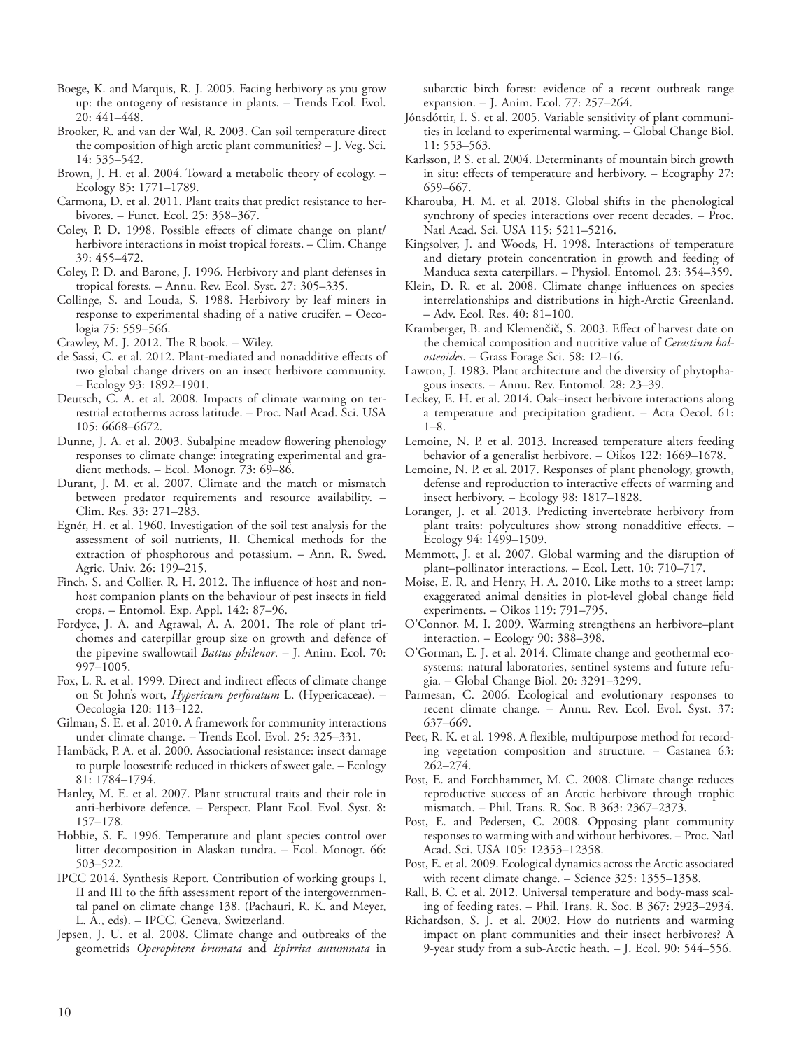Boege, K. and Marquis, R. J. 2005. Facing herbivory as you grow up: the ontogeny of resistance in plants. – Trends Ecol. Evol. 20: 441–448.

Brooker, R. and van der Wal, R. 2003. Can soil temperature direct the composition of high arctic plant communities? – J. Veg. Sci. 14: 535–542.

Brown, J. H. et al. 2004. Toward a metabolic theory of ecology. – Ecology 85: 1771–1789.

Carmona, D. et al. 2011. Plant traits that predict resistance to herbivores. – Funct. Ecol. 25: 358–367.

Coley, P. D. 1998. Possible effects of climate change on plant/herbivore interactions in moist tropical forests. – Clim. Change 39: 455–472.

Coley, P. D. and Barone, J. 1996. Herbivory and plant defenses in tropical forests. – Annu. Rev. Ecol. Syst. 27: 305–335.

Collinge, S. and Louda, S. 1988. Herbivory by leaf miners in response to experimental shading of a native crucifer. – Oecologia 75: 559–566.

Crawley, M. J. 2012. The R book. – Wiley.

de Sassi, C. et al. 2012. Plant-mediated and nonadditive effects of two global change drivers on an insect herbivore community. – Ecology 93: 1892–1901.

Deutsch, C. A. et al. 2008. Impacts of climate warming on terrestrial ectotherms across latitude. – Proc. Natl Acad. Sci. USA 105: 6668–6672.

Dunne, J. A. et al. 2003. Subalpine meadow flowering phenology responses to climate change: integrating experimental and gradient methods. – Ecol. Monogr. 73: 69–86.

Durant, J. M. et al. 2007. Climate and the match or mismatch between predator requirements and resource availability. – Clim. Res. 33: 271–283.

Egnér, H. et al. 1960. Investigation of the soil test analysis for the assessment of soil nutrients, II. Chemical methods for the extraction of phosphorous and potassium. – Ann. R. Swed. Agric. Univ. 26: 199–215.

Finch, S. and Collier, R. H. 2012. The influence of host and non-host companion plants on the behaviour of pest insects in field crops. – Entomol. Exp. Appl. 142: 87–96.

Fordyce, J. A. and Agrawal, A. A. 2001. The role of plant trichomes and caterpillar group size on growth and defence of the pipevine swallowtail *Battus philenor*. – J. Anim. Ecol. 70: 997–1005.

Fox, L. R. et al. 1999. Direct and indirect effects of climate change on St John's wort, *Hypericum perforatum* L. (Hypericaceae). – Oecologia 120: 113–122.

Gilman, S. E. et al. 2010. A framework for community interactions under climate change. – Trends Ecol. Evol. 25: 325–331.

Hambäck, P. A. et al. 2000. Associational resistance: insect damage to purple loosestrife reduced in thickets of sweet gale. – Ecology 81: 1784–1794.

Hanley, M. E. et al. 2007. Plant structural traits and their role in anti-herbivore defence. – Perspect. Plant Ecol. Evol. Syst. 8: 157–178.

Hobbie, S. E. 1996. Temperature and plant species control over litter decomposition in Alaskan tundra. – Ecol. Monogr. 66: 503–522.

IPCC 2014. Synthesis Report. Contribution of working groups I, II and III to the fifth assessment report of the intergovernmental panel on climate change 138. (Pachauri, R. K. and Meyer, L. A., eds). – IPCC, Geneva, Switzerland.

Jepsen, J. U. et al. 2008. Climate change and outbreaks of the geometrids *Operophtera brumata* and *Epirrita autumnata* in subarctic birch forest: evidence of a recent outbreak range expansion. – J. Anim. Ecol. 77: 257–264.

Jónsdóttir, I. S. et al. 2005. Variable sensitivity of plant communities in Iceland to experimental warming. – Global Change Biol. 11: 553–563.

Karlsson, P. S. et al. 2004. Determinants of mountain birch growth in situ: effects of temperature and herbivory. – Ecography 27: 659–667.

Kharouba, H. M. et al. 2018. Global shifts in the phenological synchrony of species interactions over recent decades. – Proc. Natl Acad. Sci. USA 115: 5211–5216.

Kingsolver, J. and Woods, H. 1998. Interactions of temperature and dietary protein concentration in growth and feeding of Manduca sexta caterpillars. – Physiol. Entomol. 23: 354–359.

Klein, D. R. et al. 2008. Climate change influences on species interrelationships and distributions in high-Arctic Greenland. – Adv. Ecol. Res. 40: 81–100.

Kramberger, B. and Klemenčič, S. 2003. Effect of harvest date on the chemical composition and nutritive value of *Cerastium holosteoides*. – Grass Forage Sci. 58: 12–16.

Lawton, J. 1983. Plant architecture and the diversity of phytophagous insects. – Annu. Rev. Entomol. 28: 23–39.

Leckey, E. H. et al. 2014. Oak–insect herbivore interactions along a temperature and precipitation gradient. – Acta Oecol. 61: 1–8.

Lemoine, N. P. et al. 2013. Increased temperature alters feeding behavior of a generalist herbivore. – Oikos 122: 1669–1678.

Lemoine, N. P. et al. 2017. Responses of plant phenology, growth, defense and reproduction to interactive effects of warming and insect herbivory. – Ecology 98: 1817–1828.

Loranger, J. et al. 2013. Predicting invertebrate herbivory from plant traits: polycultures show strong nonadditive effects. – Ecology 94: 1499–1509.

Memmott, J. et al. 2007. Global warming and the disruption of plant–pollinator interactions. – Ecol. Lett. 10: 710–717.

Moise, E. R. and Henry, H. A. 2010. Like moths to a street lamp: exaggerated animal densities in plot-level global change field experiments. – Oikos 119: 791–795.

O'Connor, M. I. 2009. Warming strengthens an herbivore–plant interaction. – Ecology 90: 388–398.

O'Gorman, E. J. et al. 2014. Climate change and geothermal ecosystems: natural laboratories, sentinel systems and future refugia. – Global Change Biol. 20: 3291–3299.

Parmesan, C. 2006. Ecological and evolutionary responses to recent climate change. – Annu. Rev. Ecol. Evol. Syst. 37: 637–669.

Peet, R. K. et al. 1998. A flexible, multipurpose method for recording vegetation composition and structure. – Castanea 63: 262–274.

Post, E. and Forchhammer, M. C. 2008. Climate change reduces reproductive success of an Arctic herbivore through trophic mismatch. – Phil. Trans. R. Soc. B 363: 2367–2373.

Post, E. and Pedersen, C. 2008. Opposing plant community responses to warming with and without herbivores. – Proc. Natl Acad. Sci. USA 105: 12353–12358.

Post, E. et al. 2009. Ecological dynamics across the Arctic associated with recent climate change. – Science 325: 1355–1358.

Rall, B. C. et al. 2012. Universal temperature and body-mass scaling of feeding rates. – Phil. Trans. R. Soc. B 367: 2923–2934.

Richardson, S. J. et al. 2002. How do nutrients and warming impact on plant communities and their insect herbivores? A 9-year study from a sub-Arctic heath. – J. Ecol. 90: 544–556.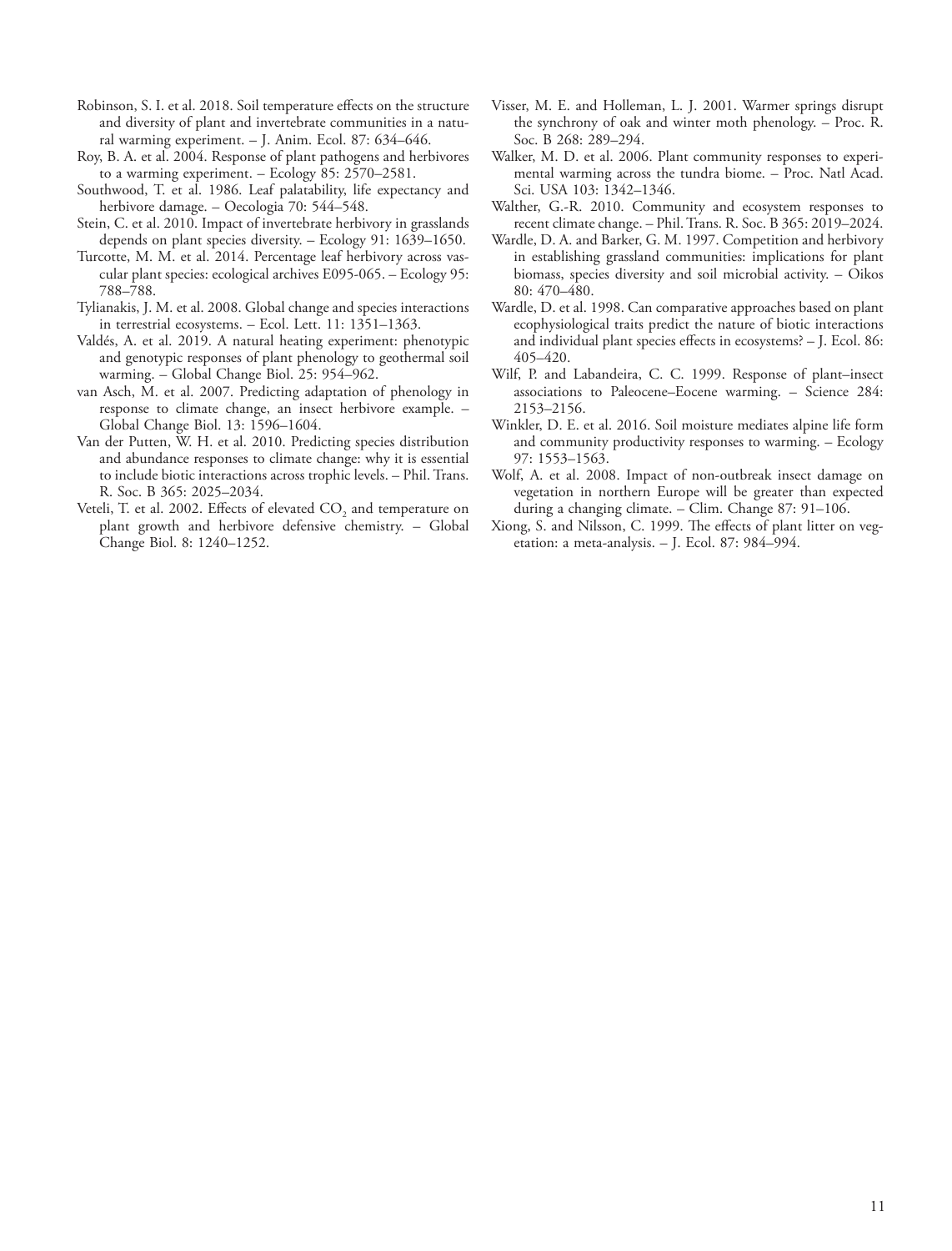Robinson, S. I. et al. 2018. Soil temperature effects on the structure and diversity of plant and invertebrate communities in a natural warming experiment. – J. Anim. Ecol. 87: 634–646.

Roy, B. A. et al. 2004. Response of plant pathogens and herbivores to a warming experiment. – Ecology 85: 2570–2581.

Southwood, T. et al. 1986. Leaf palatability, life expectancy and herbivore damage. – Oecologia 70: 544–548.

Stein, C. et al. 2010. Impact of invertebrate herbivory in grasslands depends on plant species diversity. – Ecology 91: 1639–1650.

Turcotte, M. M. et al. 2014. Percentage leaf herbivory across vascular plant species: ecological archives E095-065. – Ecology 95: 788–788.

Tylianakis, J. M. et al. 2008. Global change and species interactions in terrestrial ecosystems. – Ecol. Lett. 11: 1351–1363.

Valdés, A. et al. 2019. A natural heating experiment: phenotypic and genotypic responses of plant phenology to geothermal soil warming. – Global Change Biol. 25: 954–962.

van Asch, M. et al. 2007. Predicting adaptation of phenology in response to climate change, an insect herbivore example. – Global Change Biol. 13: 1596–1604.

Van der Putten, W. H. et al. 2010. Predicting species distribution and abundance responses to climate change: why it is essential to include biotic interactions across trophic levels. – Phil. Trans. R. Soc. B 365: 2025–2034.

Veteli, T. et al. 2002. Effects of elevated $CO_2$ and temperature on plant growth and herbivore defensive chemistry. – Global Change Biol. 8: 1240–1252.

Visser, M. E. and Holleman, L. J. 2001. Warmer springs disrupt the synchrony of oak and winter moth phenology. – Proc. R. Soc. B 268: 289–294.

Walker, M. D. et al. 2006. Plant community responses to experimental warming across the tundra biome. – Proc. Natl Acad. Sci. USA 103: 1342–1346.

Walther, G.-R. 2010. Community and ecosystem responses to recent climate change. – Phil. Trans. R. Soc. B 365: 2019–2024.

Wardle, D. A. and Barker, G. M. 1997. Competition and herbivory in establishing grassland communities: implications for plant biomass, species diversity and soil microbial activity. – Oikos 80: 470–480.

Wardle, D. et al. 1998. Can comparative approaches based on plant ecophysiological traits predict the nature of biotic interactions and individual plant species effects in ecosystems? – J. Ecol. 86: 405–420.

Wilf, P. and Labandeira, C. C. 1999. Response of plant–insect associations to Paleocene–Eocene warming. – Science 284: 2153–2156.

Winkler, D. E. et al. 2016. Soil moisture mediates alpine life form and community productivity responses to warming. – Ecology 97: 1553–1563.

Wolf, A. et al. 2008. Impact of non-outbreak insect damage on vegetation in northern Europe will be greater than expected during a changing climate. – Clim. Change 87: 91–106.

Xiong, S. and Nilsson, C. 1999. The effects of plant litter on vegetation: a meta-analysis. – J. Ecol. 87: 984–994.